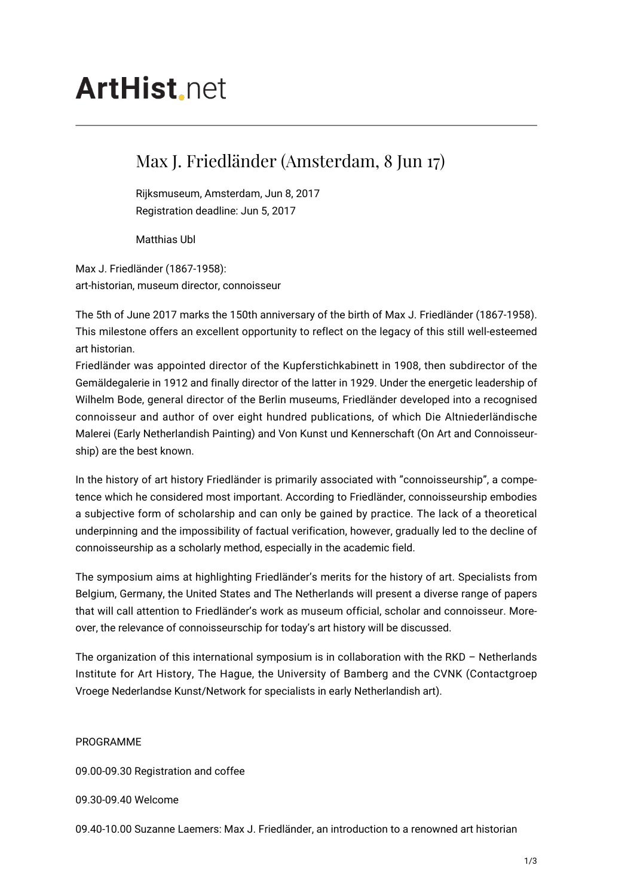ArtHist.net

# Max J. Friedländer (Amsterdam, 8 Jun 17)

Rijksmuseum, Amsterdam, Jun 8, 2017
Registration deadline: Jun 5, 2017

Matthias Ubl

Max J. Friedländer (1867-1958):
art-historian, museum director, connoisseur

The 5th of June 2017 marks the 150th anniversary of the birth of Max J. Friedländer (1867-1958). This milestone offers an excellent opportunity to reflect on the legacy of this still well-esteemed art historian.
Friedländer was appointed director of the Kupferstichkabinett in 1908, then subdirector of the Gemäldegalerie in 1912 and finally director of the latter in 1929. Under the energetic leadership of Wilhelm Bode, general director of the Berlin museums, Friedländer developed into a recognised connoisseur and author of over eight hundred publications, of which Die Altniederländische Malerei (Early Netherlandish Painting) and Von Kunst und Kennerschaft (On Art and Connoisseurship) are the best known.

In the history of art history Friedländer is primarily associated with "connoisseurship", a competence which he considered most important. According to Friedländer, connoisseurship embodies a subjective form of scholarship and can only be gained by practice. The lack of a theoretical underpinning and the impossibility of factual verification, however, gradually led to the decline of connoisseurship as a scholarly method, especially in the academic field.

The symposium aims at highlighting Friedländer's merits for the history of art. Specialists from Belgium, Germany, the United States and The Netherlands will present a diverse range of papers that will call attention to Friedländer's work as museum official, scholar and connoisseur. Moreover, the relevance of connoisseurschip for today's art history will be discussed.

The organization of this international symposium is in collaboration with the RKD – Netherlands Institute for Art History, The Hague, the University of Bamberg and the CVNK (Contactgroep Vroege Nederlandse Kunst/Network for specialists in early Netherlandish art).

PROGRAMME

09.00-09.30 Registration and coffee

09.30-09.40 Welcome

09.40-10.00 Suzanne Laemers: Max J. Friedländer, an introduction to a renowned art historian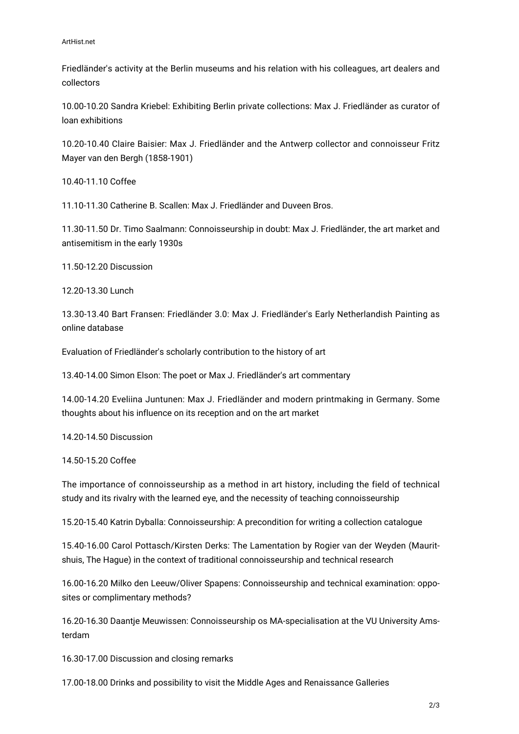Friedländer's activity at the Berlin museums and his relation with his colleagues, art dealers and collectors

10.00-10.20 Sandra Kriebel: Exhibiting Berlin private collections: Max J. Friedländer as curator of loan exhibitions

10.20-10.40 Claire Baisier: Max J. Friedländer and the Antwerp collector and connoisseur Fritz Mayer van den Bergh (1858-1901)

10.40-11.10 Coffee

11.10-11.30 Catherine B. Scallen: Max J. Friedländer and Duveen Bros.

11.30-11.50 Dr. Timo Saalmann: Connoisseurship in doubt: Max J. Friedländer, the art market and antisemitism in the early 1930s

11.50-12.20 Discussion

12.20-13.30 Lunch

13.30-13.40 Bart Fransen: Friedländer 3.0: Max J. Friedländer's Early Netherlandish Painting as online database

Evaluation of Friedländer's scholarly contribution to the history of art

13.40-14.00 Simon Elson: The poet or Max J. Friedländer's art commentary

14.00-14.20 Eveliina Juntunen: Max J. Friedländer and modern printmaking in Germany. Some thoughts about his influence on its reception and on the art market

14.20-14.50 Discussion

14.50-15.20 Coffee

The importance of connoisseurship as a method in art history, including the field of technical study and its rivalry with the learned eye, and the necessity of teaching connoisseurship

15.20-15.40 Katrin Dyballa: Connoisseurship: A precondition for writing a collection catalogue

15.40-16.00 Carol Pottasch/Kirsten Derks: The Lamentation by Rogier van der Weyden (Mauritshuis, The Hague) in the context of traditional connoisseurship and technical research

16.00-16.20 Milko den Leeuw/Oliver Spapens: Connoisseurship and technical examination: opposites or complimentary methods?

16.20-16.30 Daantje Meuwissen: Connoisseurship os MA-specialisation at the VU University Amsterdam

16.30-17.00 Discussion and closing remarks

17.00-18.00 Drinks and possibility to visit the Middle Ages and Renaissance Galleries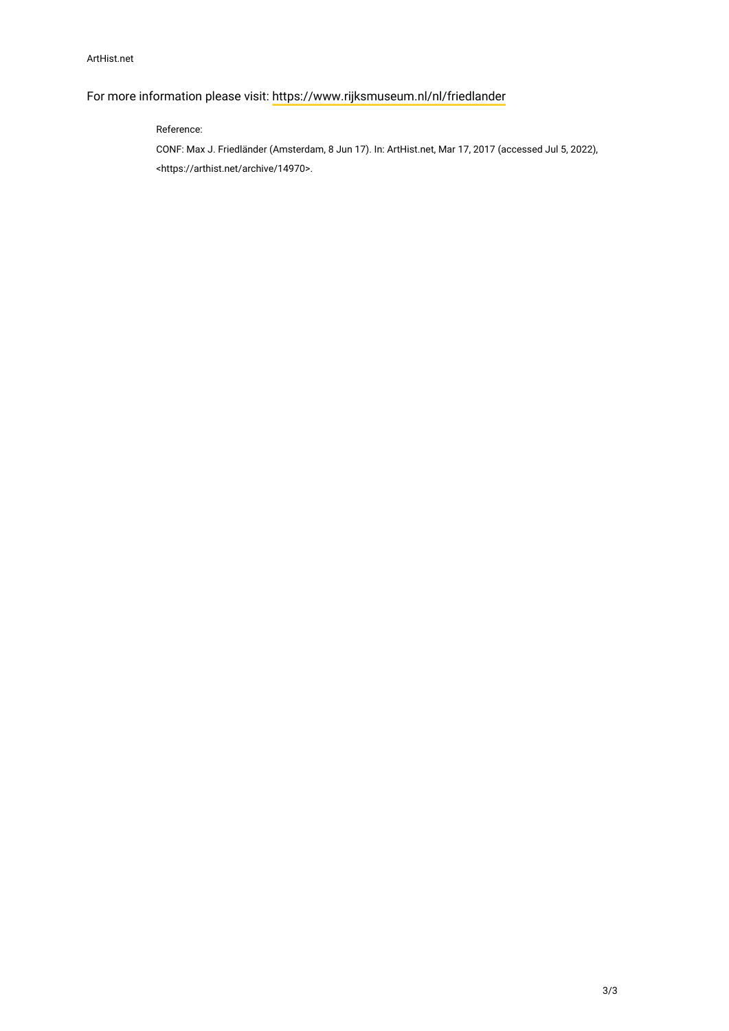For more information please visit: https://www.rijksmuseum.nl/nl/friedlander

Reference:

CONF: Max J. Friedländer (Amsterdam, 8 Jun 17). In: ArtHist.net, Mar 17, 2017 (accessed Jul 5, 2022), <https://arthist.net/archive/14970>.